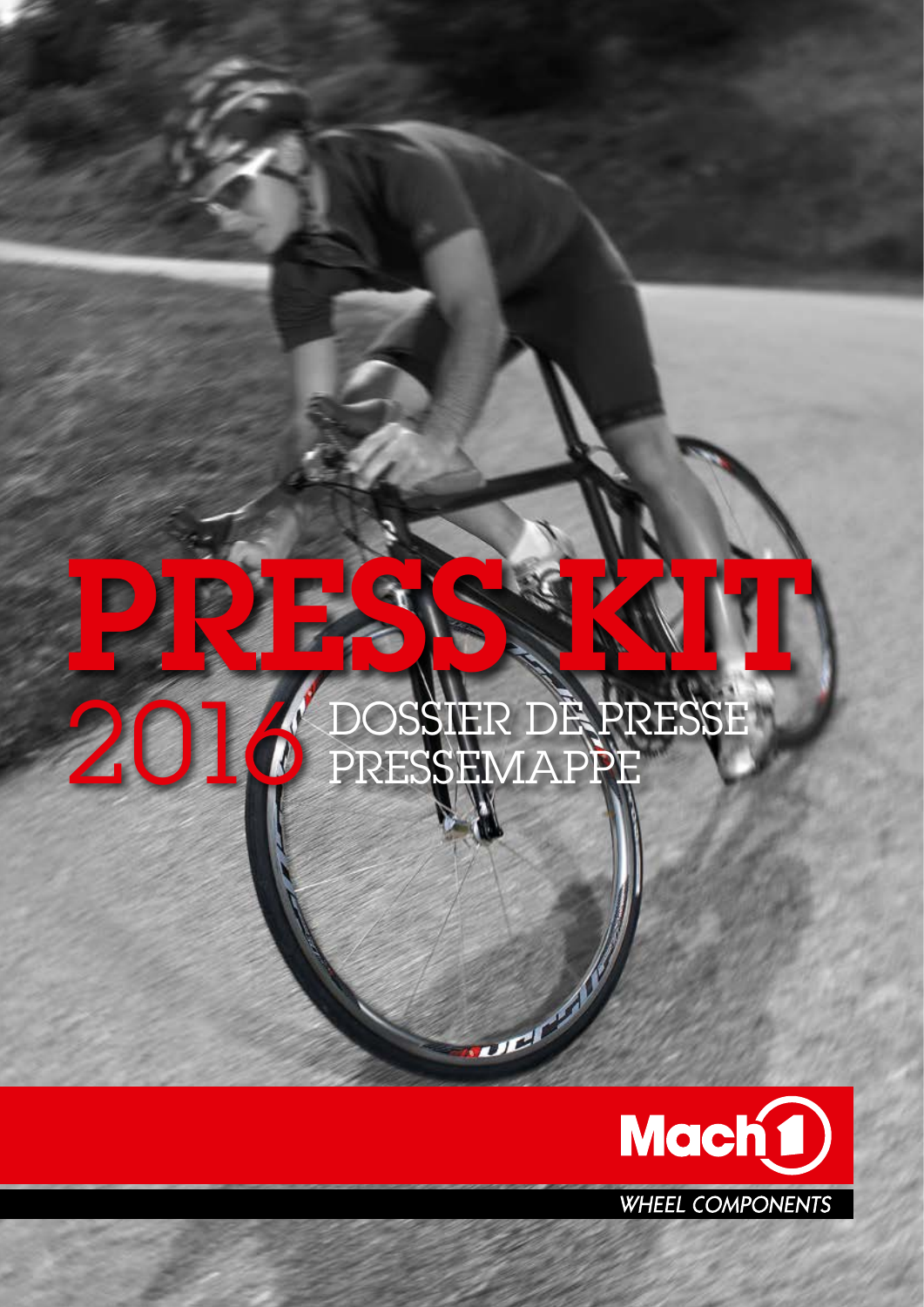# PRESS KIT

2016 DOSSIER DE PRESSE
PRESSEMAPPE

Mach1

WHEEL COMPONENTS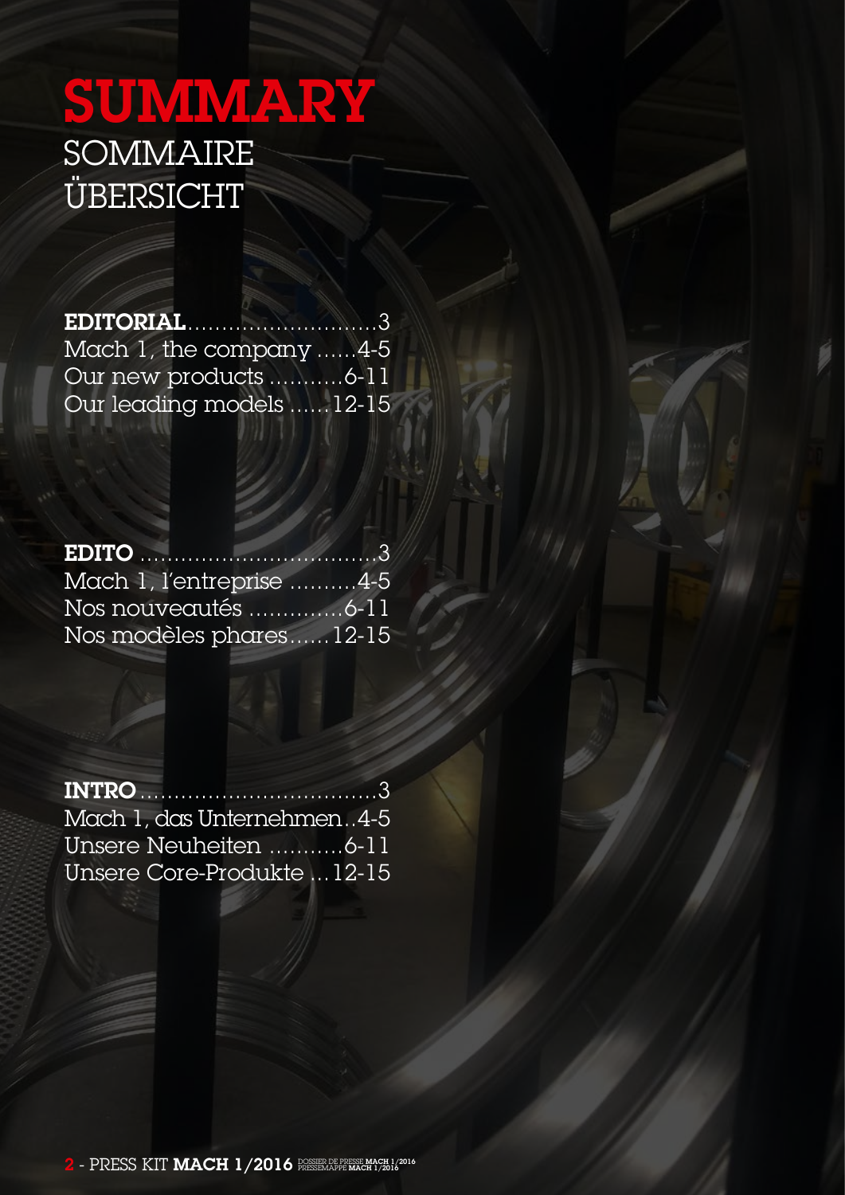# SUMMARY

## SOMMAIRE

## ÜBERSICHT

**EDITORIAL**............................3
Mach 1, the company ......4-5
Our new products ...........6-11
Our leading models ......12-15

**EDITO** ..................................3
Mach 1, l'entreprise ..........4-5
Nos nouveautés ..............6-11
Nos modèles phares......12-15

**INTRO**..................................3
Mach 1, das Unternehmen..4-5
Unsere Neuheiten ...........6-11
Unsere Core-Produkte ...12-15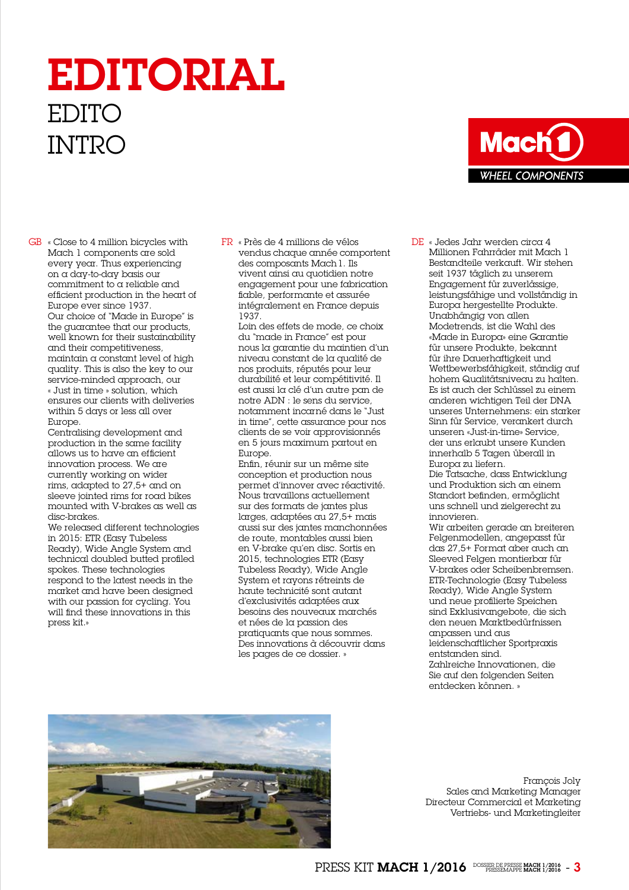# EDITORIAL

## EDITO

## INTRO

Mach1 WHEEL COMPONENTS

GB « Close to 4 million bicycles with Mach 1 components are sold every year. Thus experiencing on a day-to-day basis our commitment to a reliable and efficient production in the heart of Europe ever since 1937.
Our choice of "Made in Europe" is the guarantee that our products, well known for their sustainability and their competitiveness, maintain a constant level of high quality. This is also the key to our service-minded approach, our « Just in time » solution, which ensures our clients with deliveries within 5 days or less all over Europe.
Centralising development and production in the same facility allows us to have an efficient innovation process. We are currently working on wider rims, adapted to 27,5+ and on sleeve jointed rims for road bikes mounted with V-brakes as well as disc-brakes.
We released different technologies in 2015: ETR (Easy Tubeless Ready), Wide Angle System and technical doubled butted profiled spokes. These technologies respond to the latest needs in the market and have been designed with our passion for cycling. You will find these innovations in this press kit.»

FR « Près de 4 millions de vélos vendus chaque année comportent des composants Mach 1. Ils vivent ainsi au quotidien notre engagement pour une fabrication fiable, performante et assurée intégralement en France depuis 1937.
Loin des effets de mode, ce choix du "made in France" est pour nous la garantie du maintien d'un niveau constant de la qualité de nos produits, réputés pour leur durabilité et leur compétitivité. Il est aussi la clé d'un autre pan de notre ADN : le sens du service, notamment incarné dans le "Just in time", cette assurance pour nos clients de se voir approvisionnés en 5 jours maximum partout en Europe.
Enfin, réunir sur un même site conception et production nous permet d'innover avec réactivité. Nous travaillons actuellement sur des formats de jantes plus larges, adaptées au 27,5+ mais aussi sur des jantes manchonnées de route, montables aussi bien en V-brake qu'en disc. Sortis en 2015, technologies ETR (Easy Tubeless Ready), Wide Angle System et rayons rétreints de haute technicité sont autant d'exclusivités adaptées aux besoins des nouveaux marchés et nées de la passion des pratiquants que nous sommes.
Des innovations à découvrir dans les pages de ce dossier. »

DE « Jedes Jahr werden circa 4 Millionen Fahrräder mit Mach 1 Bestandteile verkauft. Wir stehen seit 1937 täglich zu unserem Engagement für zuverlässige, leistungsfähige und vollständig in Europa hergestellte Produkte.
Unabhängig von allen Modetrends, ist die Wahl des «Made in Europa» eine Garantie für unsere Produkte, bekannt für ihre Dauerhaftigkeit und Wettbewerbsfähigkeit, ständig auf hohem Qualitätsniveau zu halten. Es ist auch der Schlüssel zu einem anderen wichtigen Teil der DNA unseres Unternehmens: ein starker Sinn für Service, verankert durch unseren «Just-in-time» Service, der uns erlaubt unsere Kunden innerhalb 5 Tagen überall in Europa zu liefern.
Die Tatsache, dass Entwicklung und Produktion sich an einem Standort befinden, ermöglicht uns schnell und zielgerecht zu innovieren.
Wir arbeiten gerade an breiteren Felgenmodellen, angepasst für das 27,5+ Format aber auch an Sleeved Felgen montierbar für V-brakes oder Scheibenbremsen. ETR-Technologie (Easy Tubeless Ready), Wide Angle System und neue profilierte Speichen sind Exklusivangebote, die sich den neuen Marktbedürfnissen anpassen und aus leidenschaftlicher Sportpraxis entstanden sind.
Zahlreiche Innovationen, die Sie auf den folgenden Seiten entdecken können. »

François Joly
Sales and Marketing Manager
Directeur Commercial et Marketing
Vertriebs- und Marketingleiter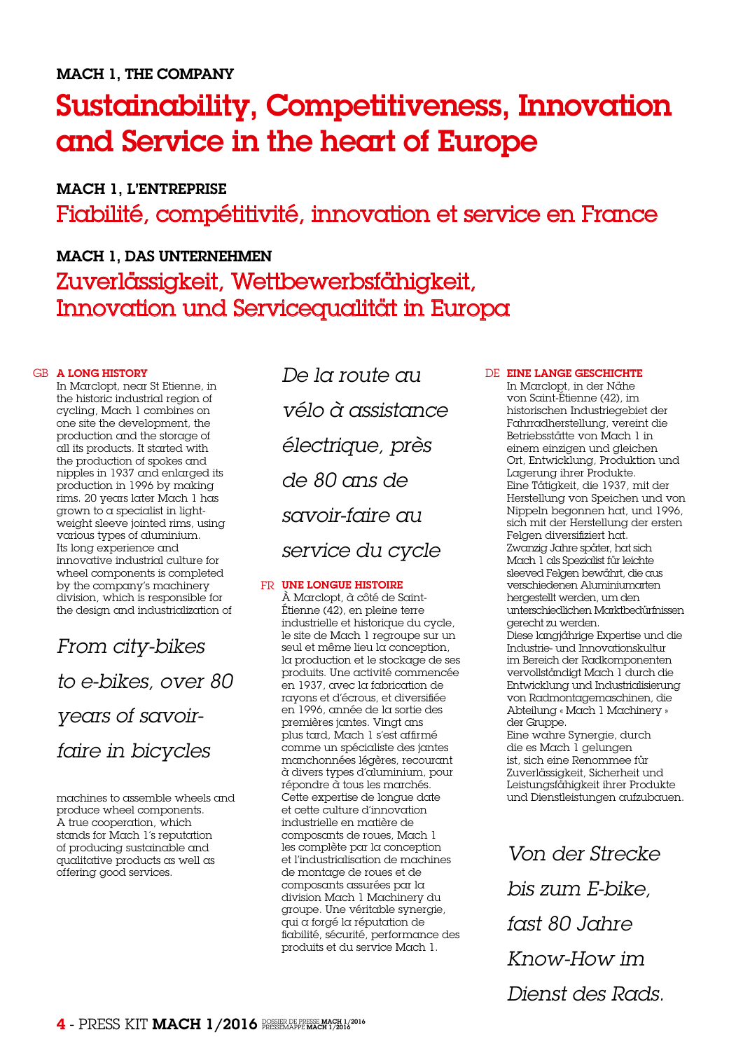**MACH 1, THE COMPANY**

# Sustainability, Competitiveness, Innovation and Service in the heart of Europe

**MACH 1, L'ENTREPRISE**

## Fiabilité, compétitivité, innovation et service en France

**MACH 1, DAS UNTERNEHMEN**

## Zuverlässigkeit, Wettbewerbsfähigkeit, Innovation und Servicequalität in Europa

GB **A LONG HISTORY**

In Marclopt, near St Etienne, in the historic industrial region of cycling, Mach 1 combines on one site the development, the production and the storage of all its products. It started with the production of spokes and nipples in 1937 and enlarged its production in 1996 by making rims. 20 years later Mach 1 has grown to a specialist in light-weight sleeve jointed rims, using various types of aluminium.
Its long experience and innovative industrial culture for wheel components is completed by the company's machinery division, which is responsible for the design and industrialization of machines to assemble wheels and produce wheel components.
A true cooperation, which stands for Mach 1's reputation of producing sustainable and qualitative products as well as offering good services.

*From city-bikes to e-bikes, over 80 years of savoir-faire in bicycles*

*De la route au vélo à assistance électrique, près de 80 ans de savoir-faire au service du cycle*

FR **UNE LONGUE HISTOIRE**

À Marclopt, à côté de Saint-Étienne (42), en pleine terre industrielle et historique du cycle, le site de Mach 1 regroupe sur un seul et même lieu la conception, la production et le stockage de ses produits. Une activité commencée en 1937, avec la fabrication de rayons et d'écrous, et diversifiée en 1996, année de la sortie des premières jantes. Vingt ans plus tard, Mach 1 s'est affirmé comme un spécialiste des jantes manchonnées légères, recourant à divers types d'aluminium, pour répondre à tous les marchés.
Cette expertise de longue date et cette culture d'innovation industrielle en matière de composants de roues, Mach 1 les complète par la conception et l'industrialisation de machines de montage de roues et de composants assurées par la division Mach 1 Machinery du groupe. Une véritable synergie, qui a forgé la réputation de fiabilité, sécurité, performance des produits et du service Mach 1.

DE **EINE LANGE GESCHICHTE**

In Marclopt, in der Nähe von Saint-Étienne (42), im historischen Industriegebiet der Fahrradherstellung, vereint die Betriebsstätte von Mach 1 in einem einzigen und gleichen Ort, Entwicklung, Produktion und Lagerung ihrer Produkte.
Eine Tätigkeit, die 1937, mit der Herstellung von Speichen und von Nippeln begonnen hat, und 1996, sich mit der Herstellung der ersten Felgen diversifiziert hat.
Zwanzig Jahre später, hat sich Mach 1 als Spezialist für leichte sleeved Felgen bewährt, die aus verschiedenen Aluminiumarten hergestellt werden, um den unterschiedlichen Marktbedürfnissen gerecht zu werden.
Diese langjährige Expertise und die Industrie- und Innovationskultur im Bereich der Radkomponenten vervollständigt Mach 1 durch die Entwicklung und Industrialisierung von Radmontagemaschinen, die Abteilung « Mach 1 Machinery » der Gruppe.
Eine wahre Synergie, durch die es Mach 1 gelungen ist, sich eine Renommee für Zuverlässigkeit, Sicherheit und Leistungsfähigkeit ihrer Produkte und Dienstleistungen aufzubauen.

*Von der Strecke bis zum E-bike, fast 80 Jahre Know-How im Dienst des Rads.*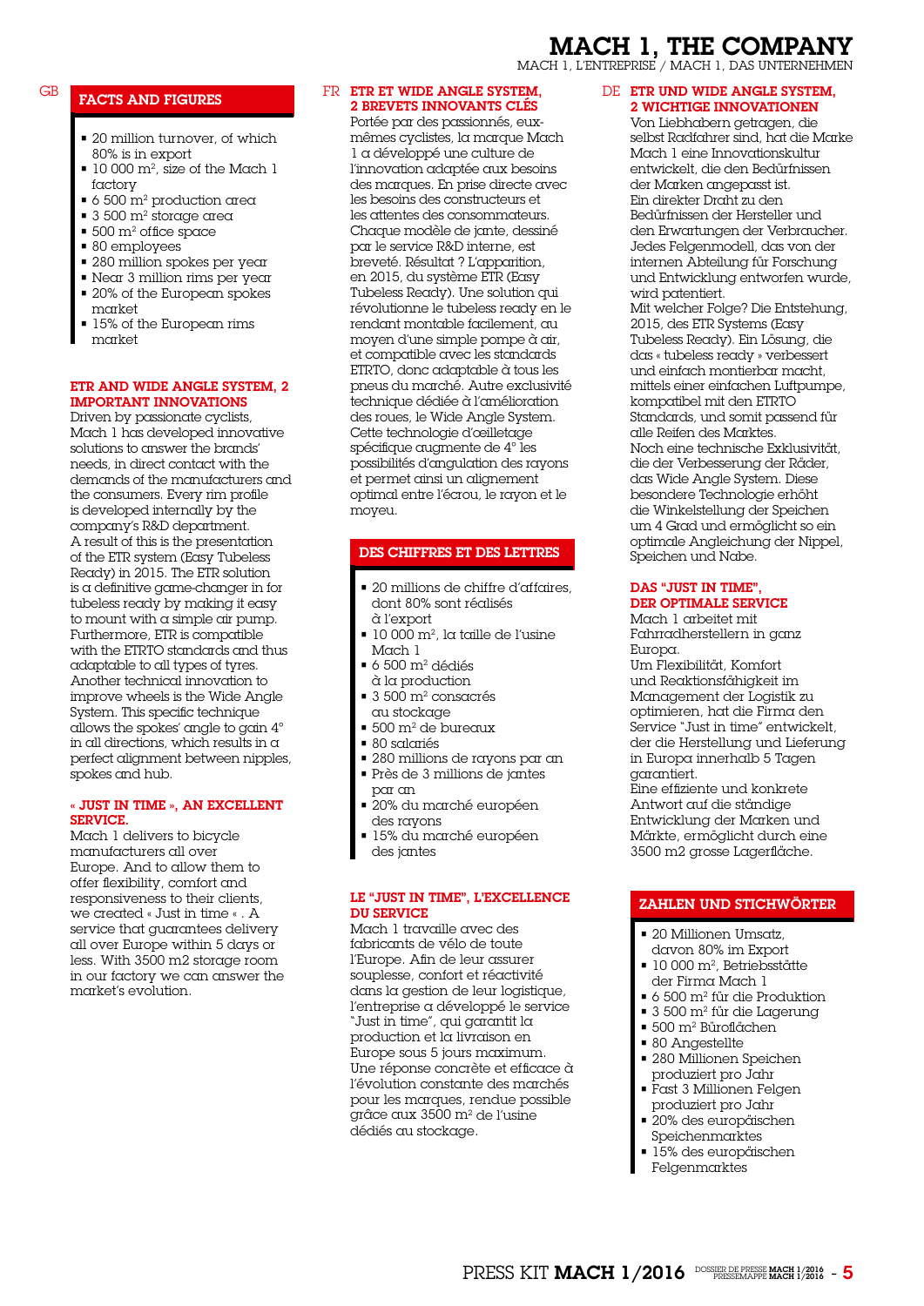# MACH 1, THE COMPANY

MACH 1, L'ENTREPRISE / MACH 1, DAS UNTERNEHMEN

GB

## FACTS AND FIGURES

- 20 million turnover, of which 80% is in export
- 10 000 m², size of the Mach 1 factory
- 6 500 m² production area
- 3 500 m² storage area
- 500 m² office space
- 80 employees
- 280 million spokes per year
- Near 3 million rims per year
- 20% of the European spokes market
- 15% of the European rims market

### ETR AND WIDE ANGLE SYSTEM, 2 IMPORTANT INNOVATIONS

Driven by passionate cyclists, Mach 1 has developed innovative solutions to answer the brands' needs, in direct contact with the demands of the manufacturers and the consumers. Every rim profile is developed internally by the company's R&D department.
A result of this is the presentation of the ETR system (Easy Tubeless Ready) in 2015. The ETR solution is a definitive game-changer in for tubeless ready by making it easy to mount with a simple air pump. Furthermore, ETR is compatible with the ETRTO standards and thus adaptable to all types of tyres.
Another technical innovation to improve wheels is the Wide Angle System. This specific technique allows the spokes' angle to gain 4° in all directions, which results in a perfect alignment between nipples, spokes and hub.

### « JUST IN TIME », AN EXCELLENT SERVICE.

Mach 1 delivers to bicycle manufacturers all over Europe. And to allow them to offer flexibility, comfort and responsiveness to their clients, we created « Just in time « . A service that guarantees delivery all over Europe within 5 days or less. With 3500 m2 storage room in our factory we can answer the market's evolution.

FR

### ETR ET WIDE ANGLE SYSTEM, 2 BREVETS INNOVANTS CLÉS

Portée par des passionnés, eux-mêmes cyclistes, la marque Mach 1 a développé une culture de l'innovation adaptée aux besoins des marques. En prise directe avec les besoins des constructeurs et les attentes des consommateurs. Chaque modèle de jante, dessiné par le service R&D interne, est breveté. Résultat ? L'apparition, en 2015, du système ETR (Easy Tubeless Ready). Une solution qui révolutionne le tubeless ready en le rendant montable facilement, au moyen d'une simple pompe à air, et compatible avec les standards ETRTO, donc adaptable à tous les pneus du marché. Autre exclusivité technique dédiée à l'amélioration des roues, le Wide Angle System. Cette technologie d'œilletage spécifique augmente de 4° les possibilités d'angulation des rayons et permet ainsi un alignement optimal entre l'écrou, le rayon et le moyeu.

## DES CHIFFRES ET DES LETTRES

- 20 millions de chiffre d'affaires, dont 80% sont réalisés à l'export
- 10 000 m², la taille de l'usine Mach 1
- 6 500 m² dédiés à la production
- 3 500 m² consacrés au stockage
- 500 m² de bureaux
- 80 salariés
- 280 millions de rayons par an
- Près de 3 millions de jantes par an
- 20% du marché européen des rayons
- 15% du marché européen des jantes

### LE "JUST IN TIME", L'EXCELLENCE DU SERVICE

Mach 1 travaille avec des fabricants de vélo de toute l'Europe. Afin de leur assurer souplesse, confort et réactivité dans la gestion de leur logistique, l'entreprise a développé le service "Just in time", qui garantit la production et la livraison en Europe sous 5 jours maximum. Une réponse concrète et efficace à l'évolution constante des marchés pour les marques, rendue possible grâce aux 3500 m² de l'usine dédiés au stockage.

DE

### ETR UND WIDE ANGLE SYSTEM, 2 WICHTIGE INNOVATIONEN

Von Liebhabern getragen, die selbst Radfahrer sind, hat die Marke Mach 1 eine Innovationskultur entwickelt, die den Bedürfnissen der Marken angepasst ist.
Ein direkter Draht zu den Bedürfnissen der Hersteller und den Erwartungen der Verbraucher. Jedes Felgenmodell, das von der internen Abteilung für Forschung und Entwicklung entworfen wurde, wird patentiert.
Mit welcher Folge? Die Entstehung, 2015, des ETR Systems (Easy Tubeless Ready). Ein Lösung, die das « tubeless ready » verbessert und einfach montierbar macht, mittels einer einfachen Luftpumpe, kompatibel mit den ETRTO Standards, und somit passend für alle Reifen des Marktes.
Noch eine technische Exklusivität, die der Verbesserung der Räder, das Wide Angle System. Diese besondere Technologie erhöht die Winkelstellung der Speichen um 4 Grad und ermöglicht so ein optimale Angleichung der Nippel, Speichen und Nabe.

### DAS "JUST IN TIME", DER OPTIMALE SERVICE

Mach 1 arbeitet mit Fahrradherstellern in ganz Europa.
Um Flexibilität, Komfort und Reaktionsfähigkeit im Management der Logistik zu optimieren, hat die Firma den Service "Just in time" entwickelt, der die Herstellung und Lieferung in Europa innerhalb 5 Tagen garantiert.
Eine effiziente und konkrete Antwort auf die ständige Entwicklung der Marken und Märkte, ermöglicht durch eine 3500 m2 grosse Lagerfläche.

## ZAHLEN UND STICHWÖRTER

- 20 Millionen Umsatz, davon 80% im Export
- 10 000 m², Betriebsstätte der Firma Mach 1
- 6 500 m² für die Produktion
- 3 500 m² für die Lagerung
- 500 m² Büroflächen
- 80 Angestellte
- 280 Millionen Speichen produziert pro Jahr
- Fast 3 Millionen Felgen produziert pro Jahr
- 20% des europäischen Speichenmarktes
- 15% des europäischen Felgenmarktes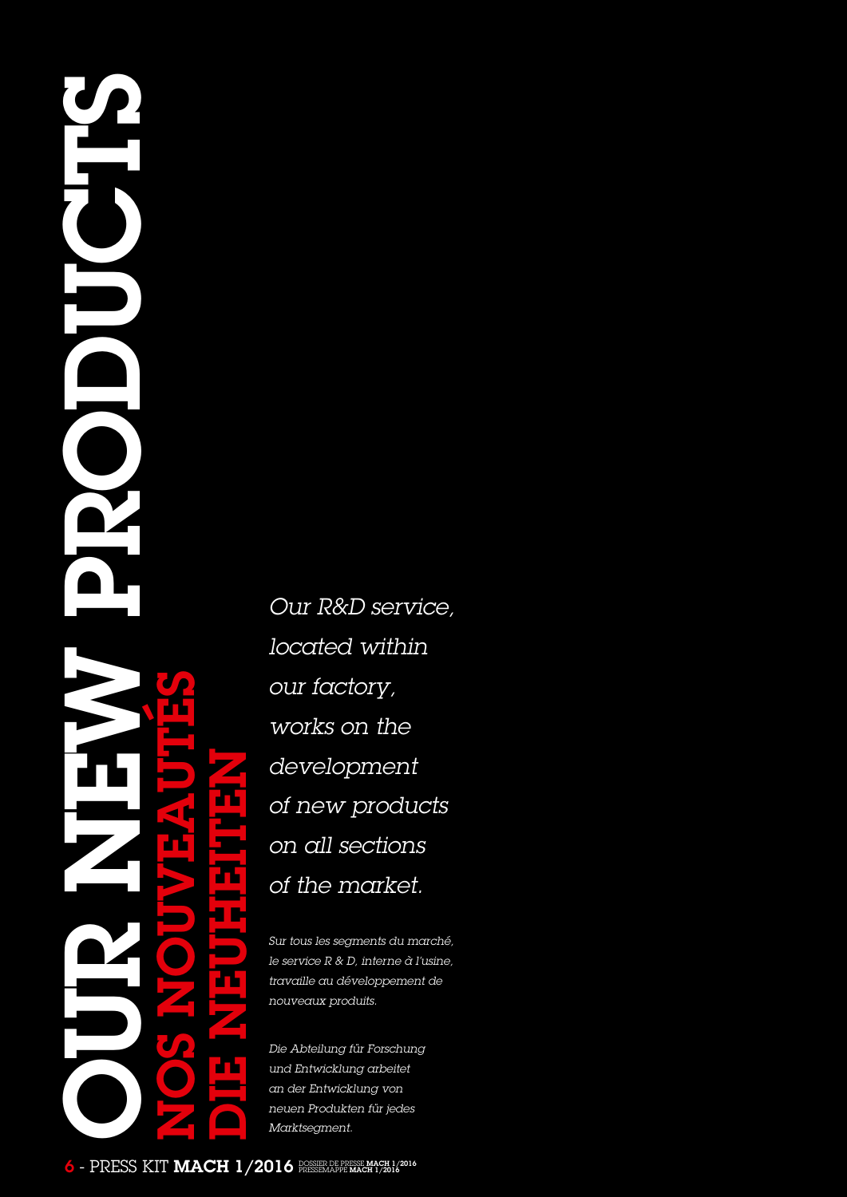# OUR NEW PRODUCTS

## NOS NOUVEAUTÉS

## DIE NEUHEITEN

*Our R&D service, located within our factory, works on the development of new products on all sections of the market.*

*Sur tous les segments du marché, le service R & D, interne à l'usine, travaille au développement de nouveaux produits.*

*Die Abteilung für Forschung und Entwicklung arbeitet an der Entwicklung von neuen Produkten für jedes Marktsegment.*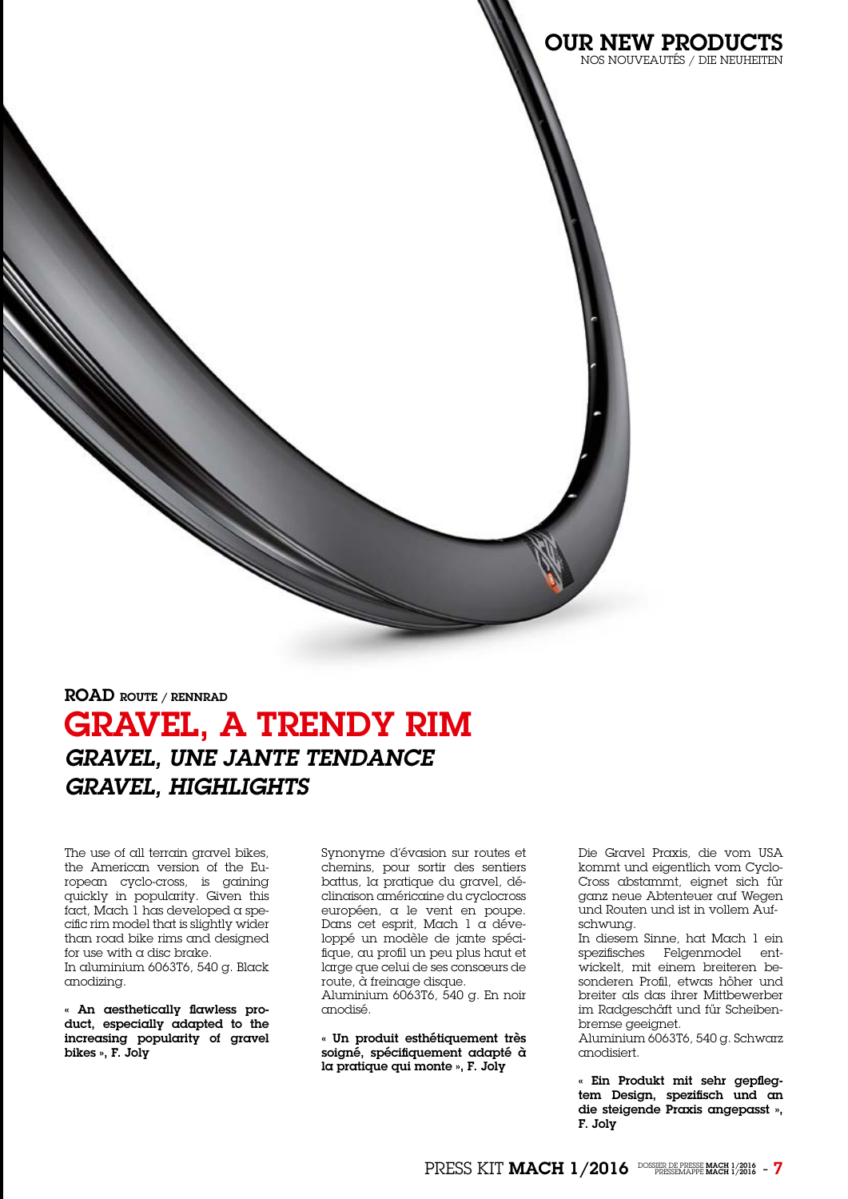# OUR NEW PRODUCTS

NOS NOUVEAUTÉS / DIE NEUHEITEN

**ROAD** ROUTE / RENNRAD

## GRAVEL, A TRENDY RIM

### *GRAVEL, UNE JANTE TENDANCE*

### *GRAVEL, HIGHLIGHTS*

The use of all terrain gravel bikes, the American version of the European cyclo-cross, is gaining quickly in popularity. Given this fact, Mach 1 has developed a specific rim model that is slightly wider than road bike rims and designed for use with a disc brake.
In aluminium 6063T6, 540 g. Black anodizing.

**« An aesthetically flawless product, especially adapted to the increasing popularity of gravel bikes », F. Joly**

Synonyme d'évasion sur routes et chemins, pour sortir des sentiers battus, la pratique du gravel, déclinaison américaine du cyclocross européen, a le vent en poupe. Dans cet esprit, Mach 1 a développé un modèle de jante spécifique, au profil un peu plus haut et large que celui de ses consœurs de route, à freinage disque.
Aluminium 6063T6, 540 g. En noir anodisé.

**« Un produit esthétiquement très soigné, spécifiquement adapté à la pratique qui monte », F. Joly**

Die Gravel Praxis, die vom USA kommt und eigentlich vom Cyclo-Cross abstammt, eignet sich für ganz neue Abtenteuer auf Wegen und Routen und ist in vollem Aufschwung.
In diesem Sinne, hat Mach 1 ein spezifisches Felgenmodel entwickelt, mit einem breiteren besonderen Profil, etwas höher und breiter als das ihrer Mittbewerber im Radgeschäft und für Scheibenbremse geeignet.
Aluminium 6063T6, 540 g. Schwarz anodisiert.

**« Ein Produkt mit sehr gepflegtem Design, spezifisch und an die steigende Praxis angepasst », F. Joly**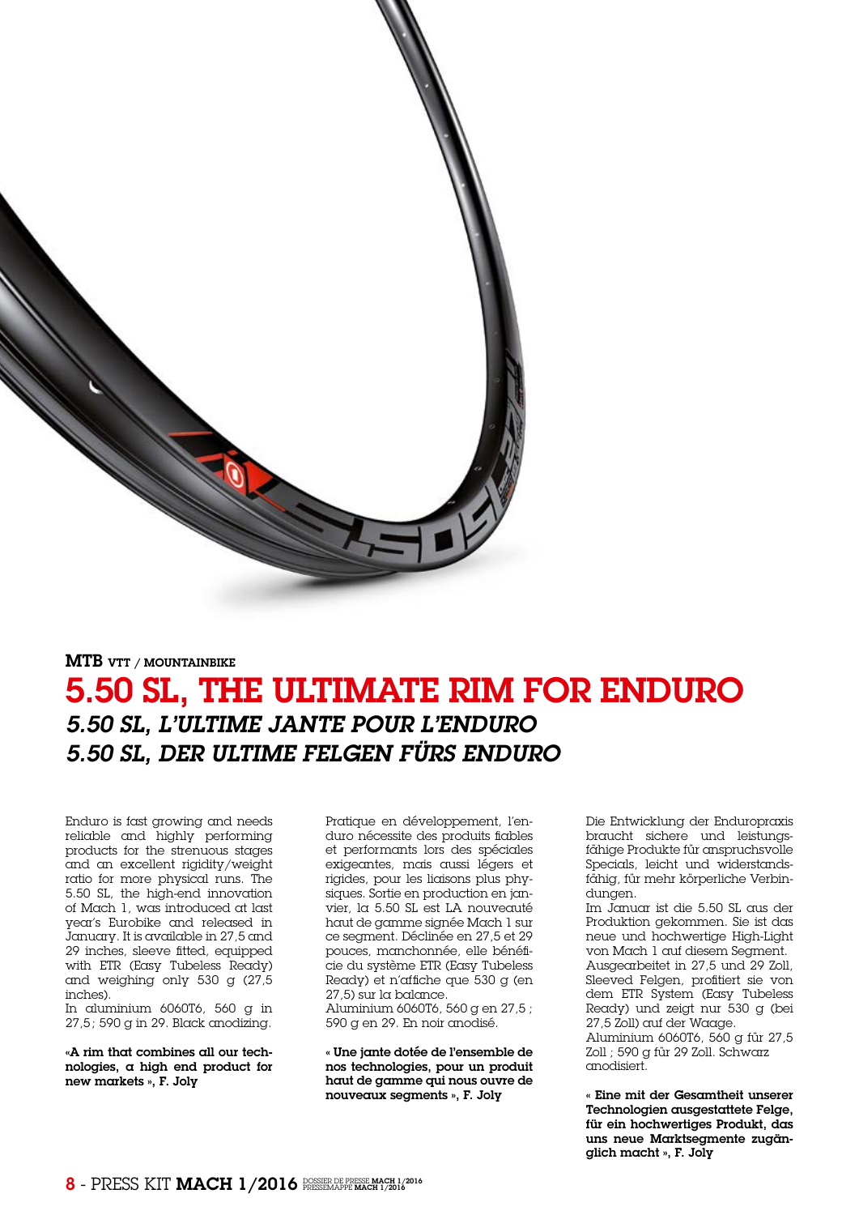**MTB** VTT / MOUNTAINBIKE

# 5.50 SL, THE ULTIMATE RIM FOR ENDURO

## *5.50 SL, L'ULTIME JANTE POUR L'ENDURO*

## *5.50 SL, DER ULTIME FELGEN FÜRS ENDURO*

Enduro is fast growing and needs reliable and highly performing products for the strenuous stages and an excellent rigidity/weight ratio for more physical runs. The 5.50 SL, the high-end innovation of Mach 1, was introduced at last year's Eurobike and released in January. It is available in 27,5 and 29 inches, sleeve fitted, equipped with ETR (Easy Tubeless Ready) and weighing only 530 g (27,5 inches).
In aluminium 6060T6, 560 g in 27,5; 590 g in 29. Black anodizing.

**«A rim that combines all our technologies, a high end product for new markets », F. Joly**

Pratique en développement, l'enduro nécessite des produits fiables et performants lors des spéciales exigeantes, mais aussi légers et rigides, pour les liaisons plus physiques. Sortie en production en janvier, la 5.50 SL est LA nouveauté haut de gamme signée Mach 1 sur ce segment. Déclinée en 27,5 et 29 pouces, manchonnée, elle bénéficie du système ETR (Easy Tubeless Ready) et n'affiche que 530 g (en 27,5) sur la balance.
Aluminium 6060T6, 560 g en 27,5 ; 590 g en 29. En noir anodisé.

**« Une jante dotée de l'ensemble de nos technologies, pour un produit haut de gamme qui nous ouvre de nouveaux segments », F. Joly**

Die Entwicklung der Enduropraxis braucht sichere und leistungsfähige Produkte für anspruchsvolle Specials, leicht und widerstandsfähig, für mehr körperliche Verbindungen.
Im Januar ist die 5.50 SL aus der Produktion gekommen. Sie ist das neue und hochwertige High-Light von Mach 1 auf diesem Segment.
Ausgearbeitet in 27,5 und 29 Zoll, Sleeved Felgen, profitiert sie von dem ETR System (Easy Tubeless Ready) und zeigt nur 530 g (bei 27,5 Zoll) auf der Waage.
Aluminium 6060T6, 560 g für 27,5 Zoll ; 590 g für 29 Zoll. Schwarz anodisiert.

**« Eine mit der Gesamtheit unserer Technologien ausgestattete Felge, für ein hochwertiges Produkt, das uns neue Marktsegmente zugänglich macht », F. Joly**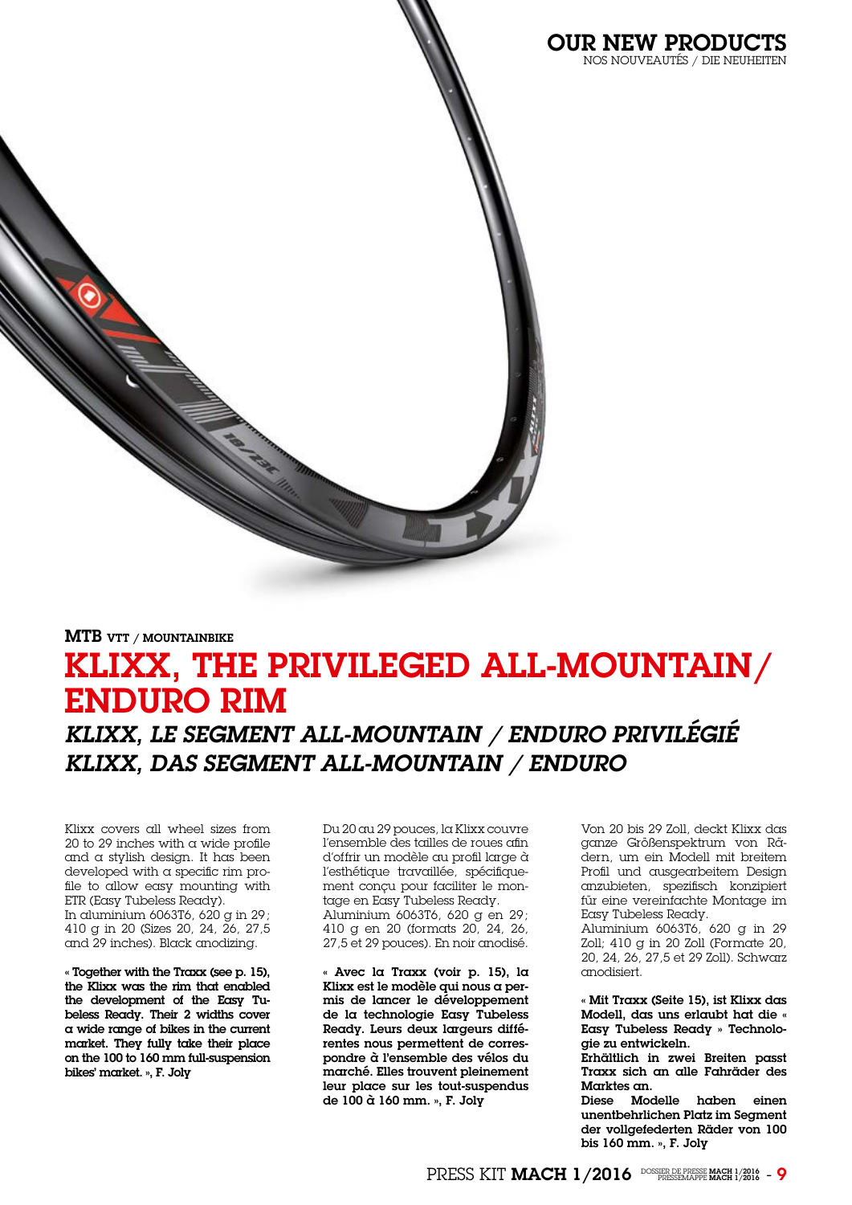MTB VTT / MOUNTAINBIKE

# KLIXX, THE PRIVILEGED ALL-MOUNTAIN/ ENDURO RIM

## *KLIXX, LE SEGMENT ALL-MOUNTAIN / ENDURO PRIVILÉGIÉ*
## *KLIXX, DAS SEGMENT ALL-MOUNTAIN / ENDURO*

Klixx covers all wheel sizes from 20 to 29 inches with a wide profile and a stylish design. It has been developed with a specific rim profile to allow easy mounting with ETR (Easy Tubeless Ready).
In aluminium 6063T6, 620 g in 29 ; 410 g in 20 (Sizes 20, 24, 26, 27,5 and 29 inches). Black anodizing.

**« Together with the Traxx (see p. 15), the Klixx was the rim that enabled the development of the Easy Tubeless Ready. Their 2 widths cover a wide range of bikes in the current market. They fully take their place on the 100 to 160 mm full-suspension bikes' market. », F. Joly**

Du 20 au 29 pouces, la Klixx couvre l'ensemble des tailles de roues afin d'offrir un modèle au profil large à l'esthétique travaillée, spécifiquement conçu pour faciliter le montage en Easy Tubeless Ready.
Aluminium 6063T6, 620 g en 29 ; 410 g en 20 (formats 20, 24, 26, 27,5 et 29 pouces). En noir anodisé.

**« Avec la Traxx (voir p. 15), la Klixx est le modèle qui nous a permis de lancer le développement de la technologie Easy Tubeless Ready. Leurs deux largeurs différentes nous permettent de correspondre à l'ensemble des vélos du marché. Elles trouvent pleinement leur place sur les tout-suspendus de 100 à 160 mm. », F. Joly**

Von 20 bis 29 Zoll, deckt Klixx das ganze Größenspektrum von Rädern, um ein Modell mit breitem Profil und ausgearbeitem Design anzubieten, spezifisch konzipiert für eine vereinfachte Montage im Easy Tubeless Ready.
Aluminium 6063T6, 620 g in 29 Zoll; 410 g in 20 Zoll (Formate 20, 20, 24, 26, 27,5 et 29 Zoll). Schwarz anodisiert.

**« Mit Traxx (Seite 15), ist Klixx das Modell, das uns erlaubt hat die « Easy Tubeless Ready » Technologie zu entwickeln.
Erhältlich in zwei Breiten passt Traxx sich an alle Fahrräder des Marktes an.
Diese Modelle haben einen unentbehrlichen Platz im Segment der vollgefederten Räder von 100 bis 160 mm. », F. Joly**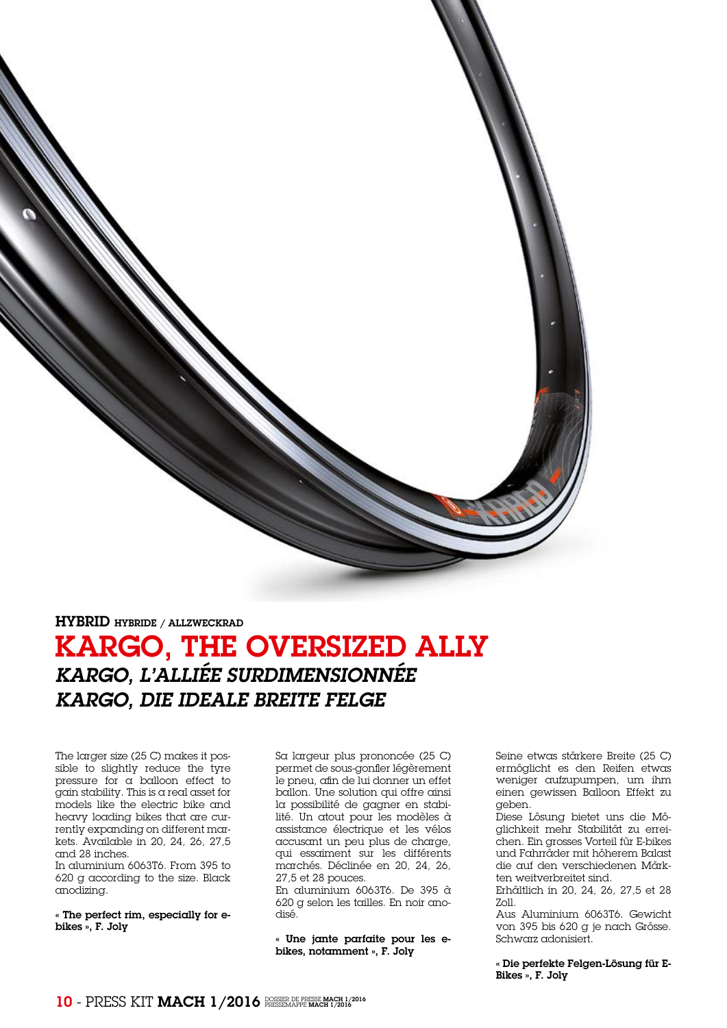**HYBRID** HYBRIDE / ALLZWECKRAD

# KARGO, THE OVERSIZED ALLY

## *KARGO, L'ALLIÉE SURDIMENSIONNÉE*

## *KARGO, DIE IDEALE BREITE FELGE*

The larger size (25 C) makes it possible to slightly reduce the tyre pressure for a balloon effect to gain stability. This is a real asset for models like the electric bike and heavy loading bikes that are currently expanding on different markets. Available in 20, 24, 26, 27,5 and 28 inches.
In aluminium 6063T6. From 395 to 620 g according to the size. Black anodizing.

**« The perfect rim, especially for e-bikes », F. Joly**

Sa largeur plus prononcée (25 C) permet de sous-gonfler légèrement le pneu, afin de lui donner un effet ballon. Une solution qui offre ainsi la possibilité de gagner en stabilité. Un atout pour les modèles à assistance électrique et les vélos accusant un peu plus de charge, qui essaiment sur les différents marchés. Déclinée en 20, 24, 26, 27,5 et 28 pouces.
En aluminium 6063T6. De 395 à 620 g selon les tailles. En noir anodisé.

**« Une jante parfaite pour les e-bikes, notamment », F. Joly**

Seine etwas stärkere Breite (25 C) ermöglicht es den Reifen etwas weniger aufzupumpen, um ihm einen gewissen Balloon Effekt zu geben.
Diese Lösung bietet uns die Möglichkeit mehr Stabilität zu erreichen. Ein grosses Vorteil für E-bikes und Fahrräder mit höherem Balast die auf den verschiedenen Märkten weitverbreitet sind.
Erhältlich in 20, 24, 26, 27,5 et 28 Zoll.
Aus Aluminium 6063T6. Gewicht von 395 bis 620 g je nach Grösse. Schwarz adonisiert.

**« Die perfekte Felgen-Lösung für E-Bikes », F. Joly**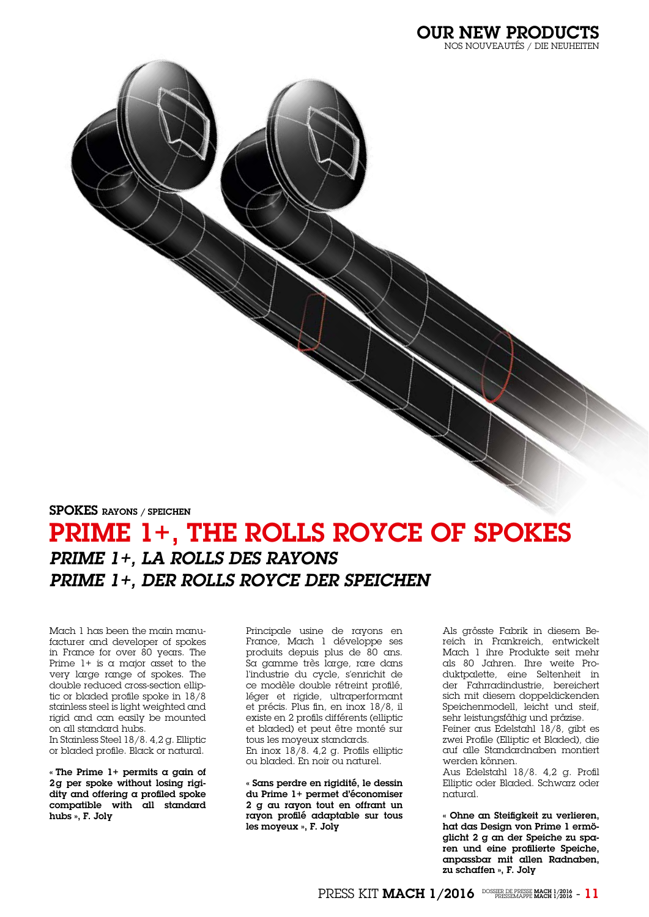# OUR NEW PRODUCTS
NOS NOUVEAUTÉS / DIE NEUHEITEN

SPOKES RAYONS / SPEICHEN

# PRIME 1+, THE ROLLS ROYCE OF SPOKES

## *PRIME 1+, LA ROLLS DES RAYONS*

## *PRIME 1+, DER ROLLS ROYCE DER SPEICHEN*

Mach 1 has been the main manufacturer and developer of spokes in France for over 80 years. The Prime 1+ is a major asset to the very large range of spokes. The double reduced cross-section elliptic or bladed profile spoke in 18/8 stainless steel is light weighted and rigid and can easily be mounted on all standard hubs.
In Stainless Steel 18/8. 4,2 g. Elliptic or bladed profile. Black or natural.

**« The Prime 1+ permits a gain of 2g per spoke without losing rigidity and offering a profiled spoke compatible with all standard hubs », F. Joly**

Principale usine de rayons en France, Mach 1 développe ses produits depuis plus de 80 ans. Sa gamme très large, rare dans l'industrie du cycle, s'enrichit de ce modèle double rétreint profilé, léger et rigide, ultraperformant et précis. Plus fin, en inox 18/8, il existe en 2 profils différents (elliptic et bladed) et peut être monté sur tous les moyeux standards.
En inox 18/8. 4,2 g. Profils elliptic ou bladed. En noir ou naturel.

**« Sans perdre en rigidité, le dessin du Prime 1+ permet d'économiser 2 g au rayon tout en offrant un rayon profilé adaptable sur tous les moyeux », F. Joly**

Als grösste Fabrik in diesem Bereich in Frankreich, entwickelt Mach 1 ihre Produkte seit mehr als 80 Jahren. Ihre weite Produktpalette, eine Seltenheit in der Fahrradindustrie, bereichert sich mit diesem doppeldickenden Speichenmodell, leicht und steif, sehr leistungsfähig und präzise.
Feiner aus Edelstahl 18/8, gibt es zwei Profile (Elliptic et Bladed), die auf alle Standardnaben montiert werden können.
Aus Edelstahl 18/8. 4,2 g. Profil Elliptic oder Bladed. Schwarz oder natural.

**« Ohne an Steifigkeit zu verlieren, hat das Design von Prime 1 ermöglicht 2 g an der Speiche zu sparen und eine profilierte Speiche, anpassbar mit allen Radnaben, zu schaffen », F. Joly**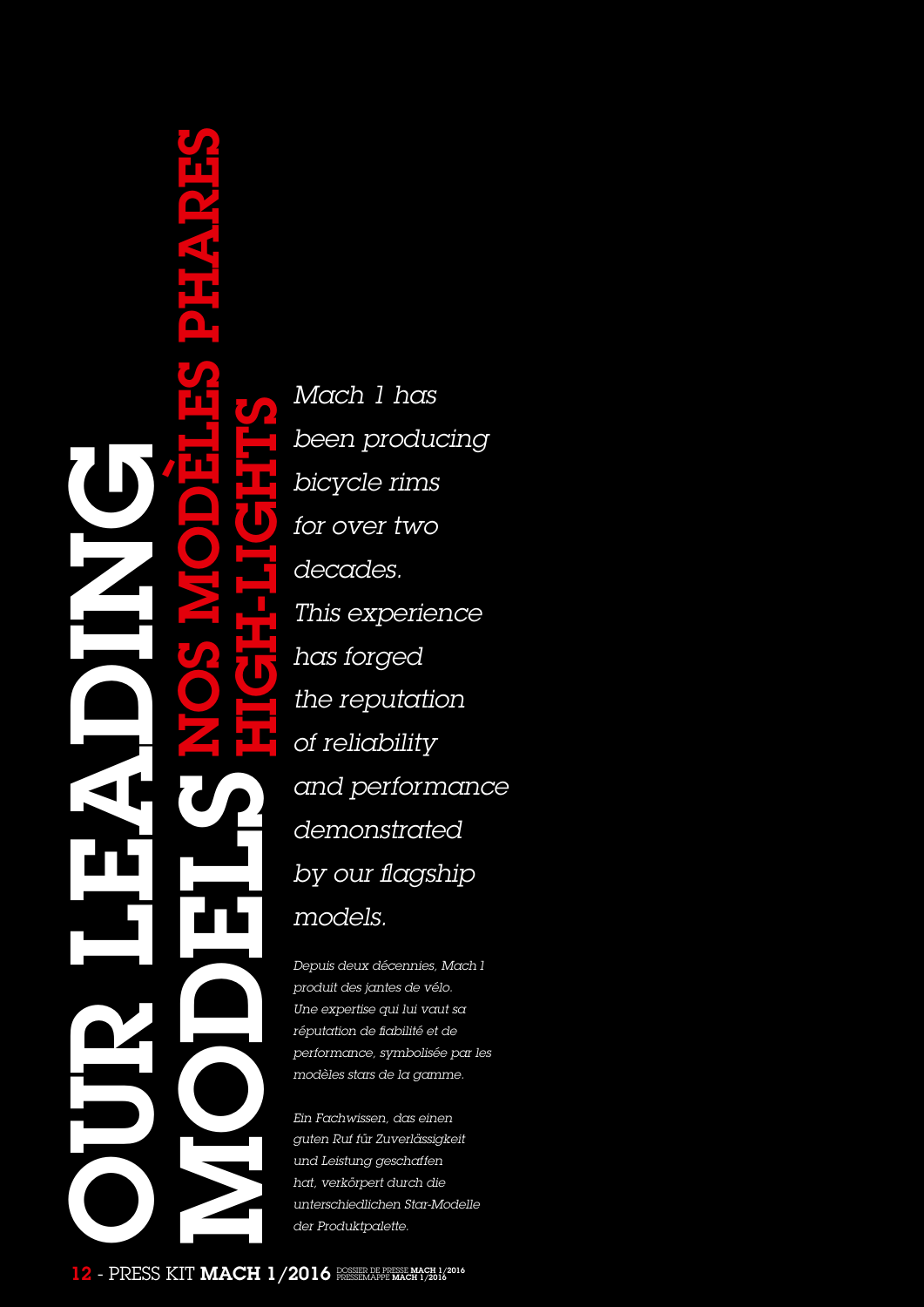# OUR LEADING MODELS

## NOS MODÈLES PHARES

## HIGH-LIGHTS

*Mach 1 has been producing bicycle rims for over two decades. This experience has forged the reputation of reliability and performance demonstrated by our flagship models.*

*Depuis deux décennies, Mach 1 produit des jantes de vélo. Une expertise qui lui vaut sa réputation de fiabilité et de performance, symbolisée par les modèles stars de la gamme.*

*Ein Fachwissen, das einen guten Ruf für Zuverlässigkeit und Leistung geschaffen hat, verkörpert durch die unterschiedlichen Star-Modelle der Produktpalette.*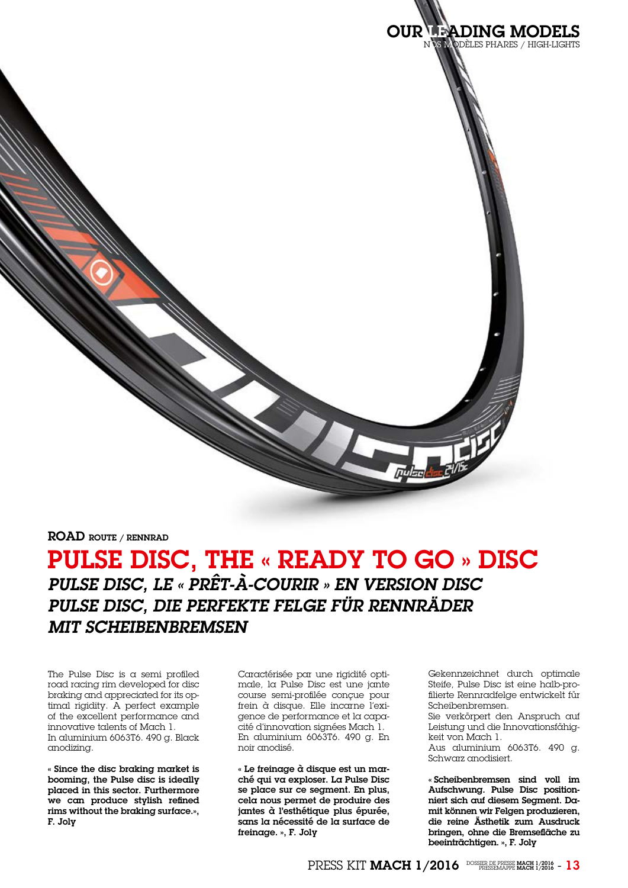## OUR LEADING MODELS

NOS MODÈLES PHARES / HIGH-LIGHTS

**ROAD** ROUTE / RENNRAD

# PULSE DISC, THE « READY TO GO » DISC

## *PULSE DISC, LE « PRÊT-À-COURIR » EN VERSION DISC*

## *PULSE DISC, DIE PERFEKTE FELGE FÜR RENNRÄDER MIT SCHEIBENBREMSEN*

The Pulse Disc is a semi profiled road racing rim developed for disc braking and appreciated for its optimal rigidity. A perfect example of the excellent performance and innovative talents of Mach 1.
In aluminium 6063T6. 490 g. Black anodizing.

**« Since the disc braking market is booming, the Pulse disc is ideally placed in this sector. Furthermore we can produce stylish refined rims without the braking surface.», F. Joly**

Caractérisée par une rigidité optimale, la Pulse Disc est une jante course semi-profilée conçue pour frein à disque. Elle incarne l'exigence de performance et la capacité d'innovation signées Mach 1.
En aluminium 6063T6. 490 g. En noir anodisé.

**« Le freinage à disque est un marché qui va exploser. La Pulse Disc se place sur ce segment. En plus, cela nous permet de produire des jantes à l'esthétique plus épurée, sans la nécessité de la surface de freinage. », F. Joly**

Gekennzeichnet durch optimale Steife, Pulse Disc ist eine halb-profilierte Rennradfelge entwickelt für Scheibenbremsen.
Sie verkörpert den Anspruch auf Leistung und die Innovationsfähigkeit von Mach 1.
Aus aluminium 6063T6. 490 g. Schwarz anodisiert.

**« Scheibenbremsen sind voll im Aufschwung. Pulse Disc positioniert sich auf diesem Segment. Damit können wir Felgen produzieren, die reine Ästhetik zum Ausdruck bringen, ohne die Bremsefläche zu beeinträchtigen. », F. Joly**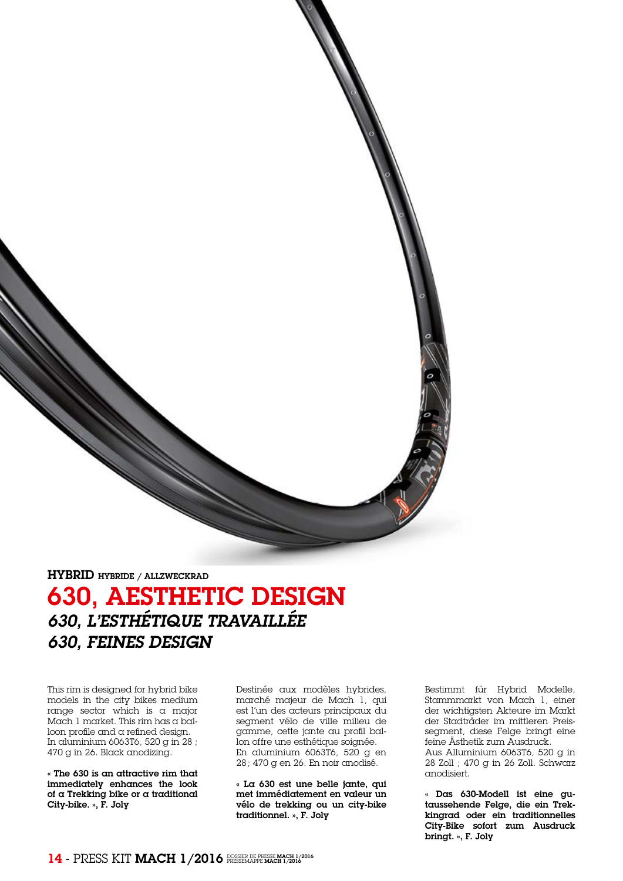**HYBRID** HYBRIDE / ALLZWECKRAD

# 630, AESTHETIC DESIGN

## *630, L'ESTHÉTIQUE TRAVAILLÉE*

## *630, FEINES DESIGN*

This rim is designed for hybrid bike models in the city bikes medium range sector which is a major Mach 1 market. This rim has a balloon profile and a refined design. In aluminium 6063T6, 520 g in 28 ; 470 g in 26. Black anodizing.

**« The 630 is an attractive rim that immediately enhances the look of a Trekking bike or a traditional City-bike. », F. Joly**

Destinée aux modèles hybrides, marché majeur de Mach 1, qui est l'un des acteurs principaux du segment vélo de ville milieu de gamme, cette jante au profil ballon offre une esthétique soignée. En aluminium 6063T6, 520 g en 28 ; 470 g en 26. En noir anodisé.

**« La 630 est une belle jante, qui met immédiatement en valeur un vélo de trekking ou un city-bike traditionnel. », F. Joly**

Bestimmt für Hybrid Modelle, Stammmarkt von Mach 1, einer der wichtigsten Akteure im Markt der Stadträder im mittleren Preissegment, diese Felge bringt eine feine Ästhetik zum Ausdruck. Aus Alluminium 6063T6, 520 g in 28 Zoll ; 470 g in 26 Zoll. Schwarz anodisiert.

**« Das 630-Modell ist eine gutaussehende Felge, die ein Trekkingrad oder ein traditionnelles City-Bike sofort zum Ausdruck bringt. », F. Joly**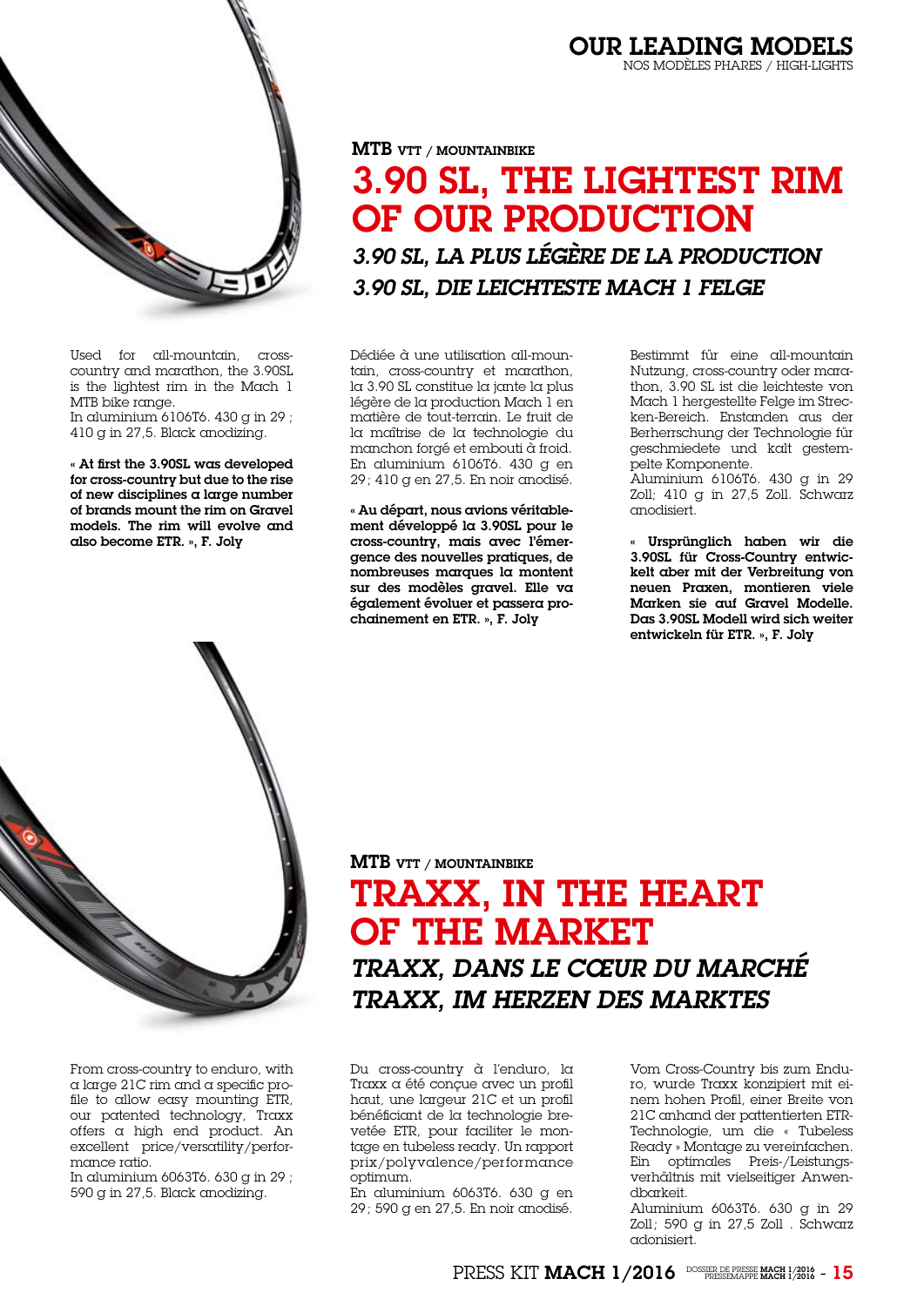# OUR LEADING MODELS

NOS MODÈLES PHARES / HIGH-LIGHTS

**MTB** VTT / MOUNTAINBIKE

## 3.90 SL, THE LIGHTEST RIM OF OUR PRODUCTION

### *3.90 SL, LA PLUS LÉGÈRE DE LA PRODUCTION*

### *3.90 SL, DIE LEICHTESTE MACH 1 FELGE*

Used for all-mountain, cross-country and marathon, the 3.90SL is the lightest rim in the Mach 1 MTB bike range.
In aluminium 6106T6. 430 g in 29 ; 410 g in 27,5. Black anodizing.

**« At first the 3.90SL was developed for cross-country but due to the rise of new disciplines a large number of brands mount the rim on Gravel models. The rim will evolve and also become ETR. », F. Joly**

Dédiée à une utilisation all-mountain, cross-country et marathon, la 3.90 SL constitue la jante la plus légère de la production Mach 1 en matière de tout-terrain. Le fruit de la maîtrise de la technologie du manchon forgé et embouti à froid.
En aluminium 6106T6. 430 g en 29 ; 410 g en 27,5. En noir anodisé.

**« Au départ, nous avions véritablement développé la 3.90SL pour le cross-country, mais avec l'émergence des nouvelles pratiques, de nombreuses marques la montent sur des modèles gravel. Elle va également évoluer et passera prochainement en ETR. », F. Joly**

Bestimmt für eine all-mountain Nutzung, cross-country oder marathon, 3.90 SL ist die leichteste von Mach 1 hergestellte Felge im Strecken-Bereich. Enstanden aus der Berherrschung der Technologie für geschmiedete und kalt gestempelte Komponente.
Aluminium 6106T6. 430 g in 29 Zoll; 410 g in 27,5 Zoll. Schwarz anodisiert.

**« Ursprünglich haben wir die 3.90SL für Cross-Country entwickelt aber mit der Verbreitung von neuen Praxen, montieren viele Marken sie auf Gravel Modelle. Das 3.90SL Modell wird sich weiter entwickeln für ETR. », F. Joly**

**MTB** VTT / MOUNTAINBIKE

## TRAXX, IN THE HEART OF THE MARKET

### *TRAXX, DANS LE CŒUR DU MARCHÉ*

### *TRAXX, IM HERZEN DES MARKTES*

From cross-country to enduro, with a large 21C rim and a specific profile to allow easy mounting ETR, our patented technology, Traxx offers a high end product. An excellent price/versatility/performance ratio.
In aluminium 6063T6. 630 g in 29 ; 590 g in 27,5. Black anodizing.

Du cross-country à l'enduro, la Traxx a été conçue avec un profil haut, une largeur 21C et un profil bénéficiant de la technologie brevetée ETR, pour faciliter le montage en tubeless ready. Un rapport prix/polyvalence/performance optimum.
En aluminium 6063T6. 630 g en 29 ; 590 g en 27,5. En noir anodisé.

Vom Cross-Country bis zum Enduro, wurde Traxx konzipiert mit einem hohen Profil, einer Breite von 21C anhand der pattentierten ETR-Technologie, um die « Tubeless Ready » Montage zu vereinfachen. Ein optimales Preis-/Leistungsverhältnis mit vielseitiger Anwendbarkeit.
Aluminium 6063T6. 630 g in 29 Zoll; 590 g in 27,5 Zoll . Schwarz adonisiert.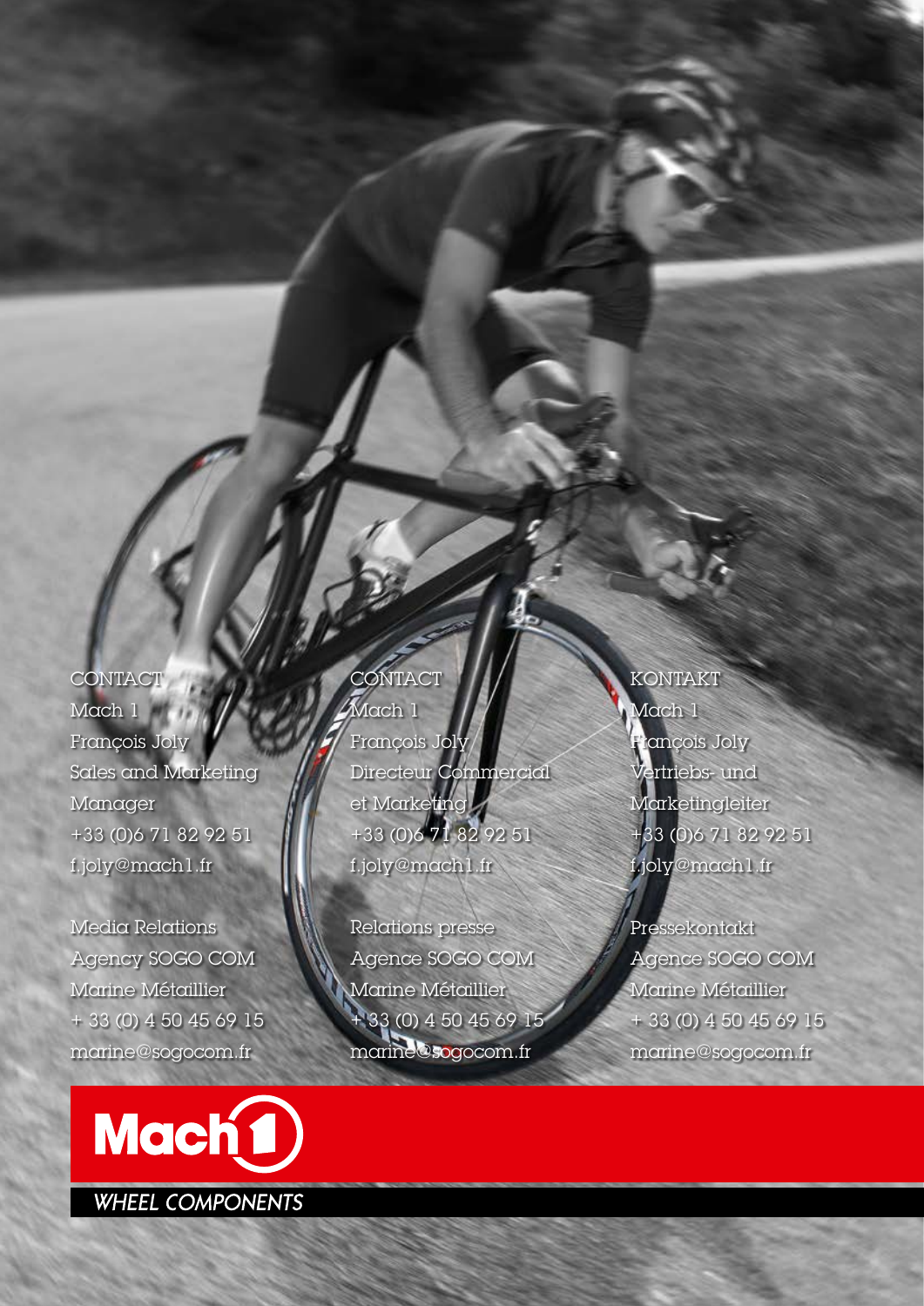CONTACT
Mach 1
François Joly
Sales and Marketing Manager
+33 (0)6 71 82 92 51
f.joly@mach1.fr

Media Relations
Agency SOGO COM
Marine Métaillier
+ 33 (0) 4 50 45 69 15
marine@sogocom.fr

CONTACT
Mach 1
François Joly
Directeur Commercial et Marketing
+33 (0)6 71 82 92 51
f.joly@mach1.fr

Relations presse
Agence SOGO COM
Marine Métaillier
+ 33 (0) 4 50 45 69 15
marine@sogocom.fr

KONTAKT
Mach 1
François Joly
Vertriebs- und Marketingleiter
+33 (0)6 71 82 92 51
f.joly@mach1.fr

Pressekontakt
Agence SOGO COM
Marine Métaillier
+ 33 (0) 4 50 45 69 15
marine@sogocom.fr

Mach1

*WHEEL COMPONENTS*